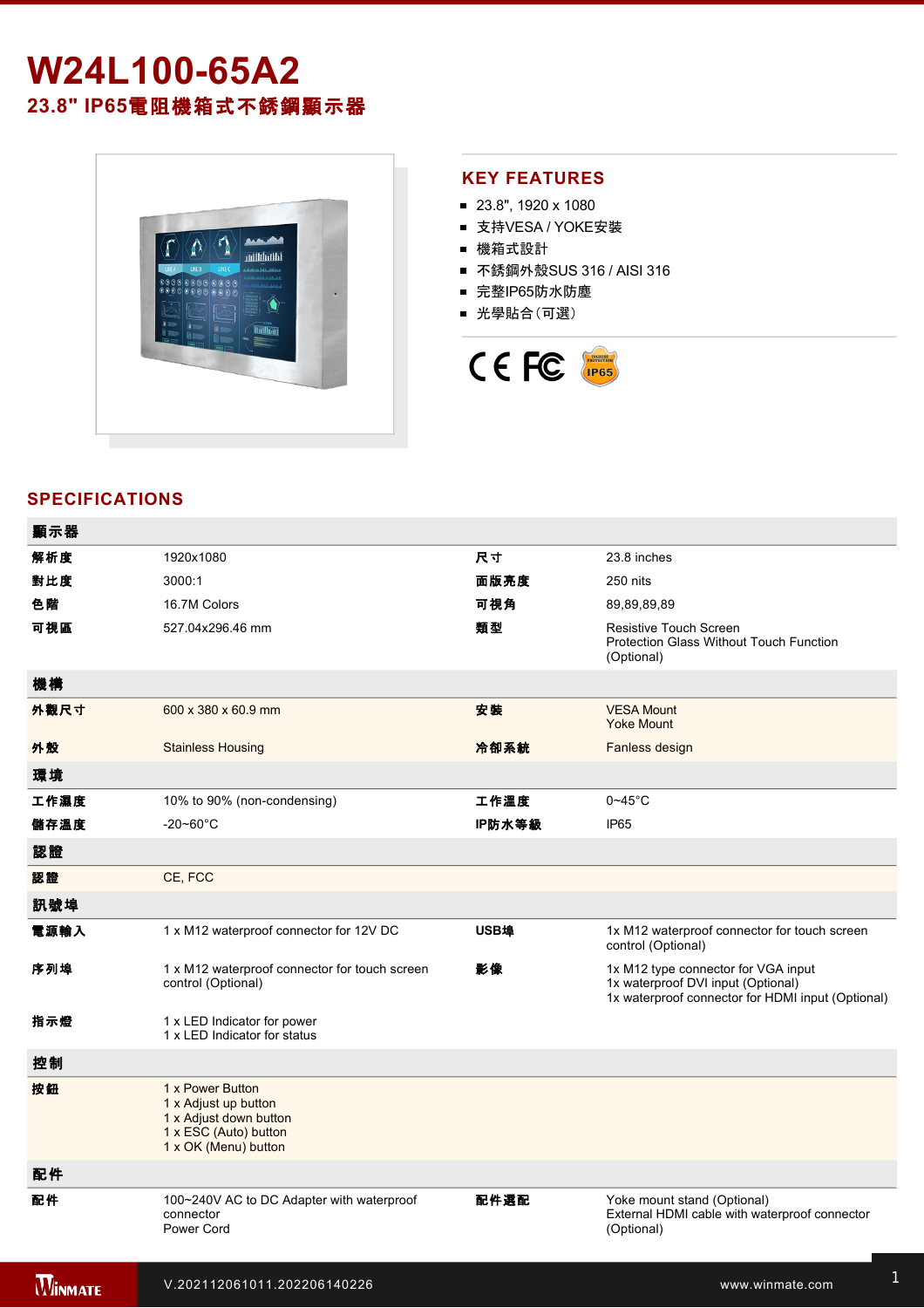# W24L100-65A2

## 23.8" IP65電阻機箱式不銹鋼顯示器

## KEY FEATURES

- 23.8", 1920 x 1080
- 支持VESA / YOKE安裝
- 機箱式設計
- 不銹鋼外殼SUS 316 / AISI 316
- 完整IP65防水防塵
- 光學貼合(可選)

## SPECIFICATIONS

| 顯示器 | | | |
|---|---|---|---|
| 解析度 | 1920x1080 | 尺寸 | 23.8 inches |
| 對比度 | 3000:1 | 面版亮度 | 250 nits |
| 色階 | 16.7M Colors | 可視角 | 89,89,89,89 |
| 可視區 | 527.04x296.46 mm | 類型 | Resistive Touch Screen<br>Protection Glass Without Touch Function (Optional) |
| **機構** | | | |
| 外觀尺寸 | 600 x 380 x 60.9 mm | 安裝 | VESA Mount<br>Yoke Mount |
| 外殼 | Stainless Housing | 冷卻系統 | Fanless design |
| **環境** | | | |
| 工作濕度 | 10% to 90% (non-condensing) | 工作溫度 | 0~45°C |
| 儲存溫度 | -20~60°C | IP防水等級 | IP65 |
| **認證** | | | |
| 認證 | CE, FCC | | |
| **訊號埠** | | | |
| 電源輸入 | 1 x M12 waterproof connector for 12V DC | USB埠 | 1x M12 waterproof connector for touch screen control (Optional) |
| 序列埠 | 1 x M12 waterproof connector for touch screen control (Optional) | 影像 | 1x M12 type connector for VGA input<br>1x waterproof DVI input (Optional)<br>1x waterproof connector for HDMI input (Optional) |
| 指示燈 | 1 x LED Indicator for power<br>1 x LED Indicator for status | | |
| **控制** | | | |
| 按鈕 | 1 x Power Button<br>1 x Adjust up button<br>1 x Adjust down button<br>1 x ESC (Auto) button<br>1 x OK (Menu) button | | |
| **配件** | | | |
| 配件 | 100~240V AC to DC Adapter with waterproof connector<br>Power Cord | 配件選配 | Yoke mount stand (Optional)<br>External HDMI cable with waterproof connector (Optional) |

V.202112061011.202206140226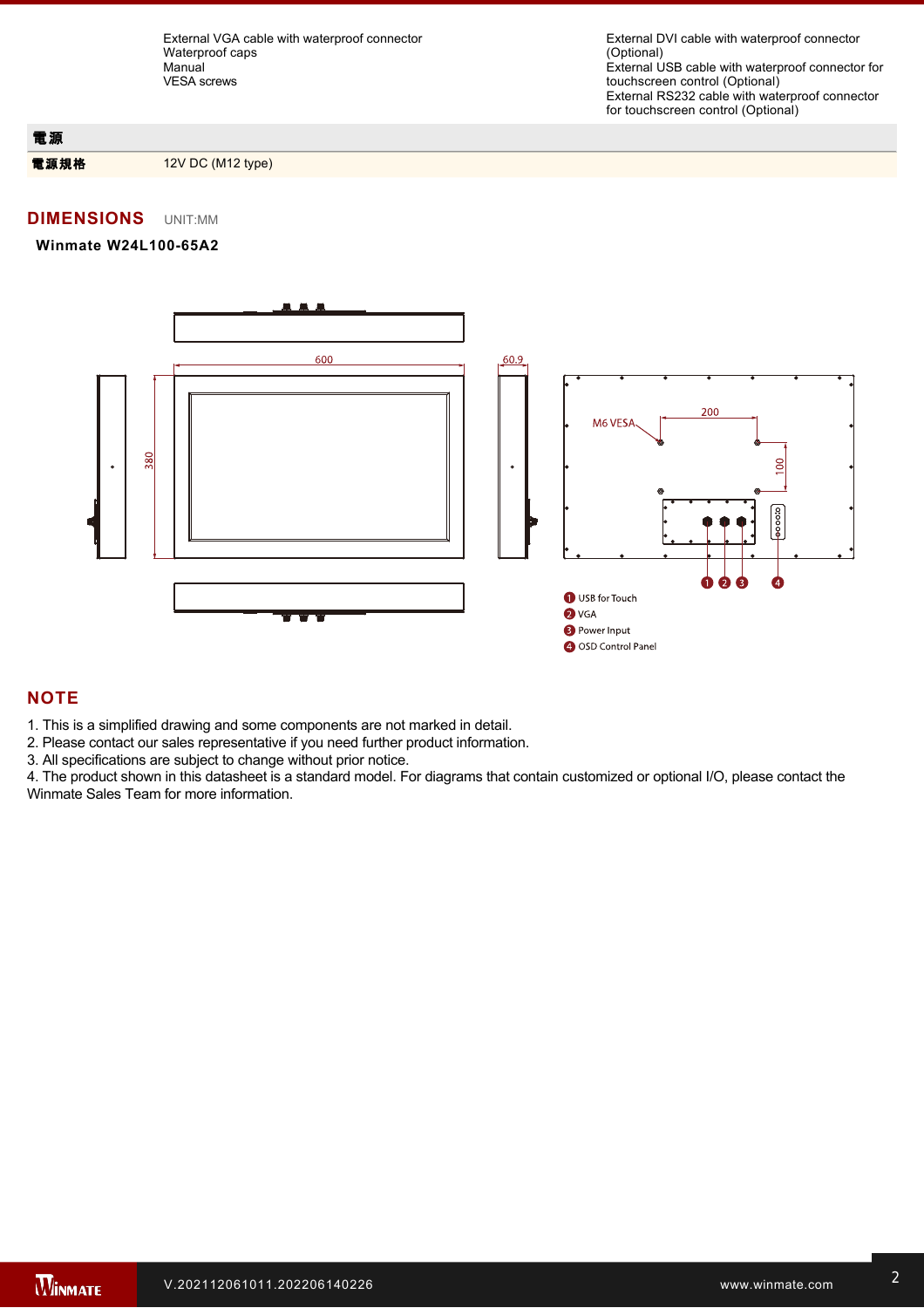| | |
|---|---|
| External VGA cable with waterproof connector<br>Waterproof caps<br>Manual<br>VESA screws | External DVI cable with waterproof connector (Optional)<br>External USB cable with waterproof connector for touchscreen control (Optional)<br>External RS232 cable with waterproof connector for touchscreen control (Optional) |

**電源**

| | |
|---|---|
| **電源規格** | 12V DC (M12 type) |

## DIMENSIONS UNIT:MM

**Winmate W24L100-65A2**

600

60.9

380

M6 VESA

200

100

1 USB for Touch
2 VGA
3 Power Input
4 OSD Control Panel

## NOTE

1. This is a simplified drawing and some components are not marked in detail.
2. Please contact our sales representative if you need further product information.
3. All specifications are subject to change without prior notice.
4. The product shown in this datasheet is a standard model. For diagrams that contain customized or optional I/O, please contact the Winmate Sales Team for more information.